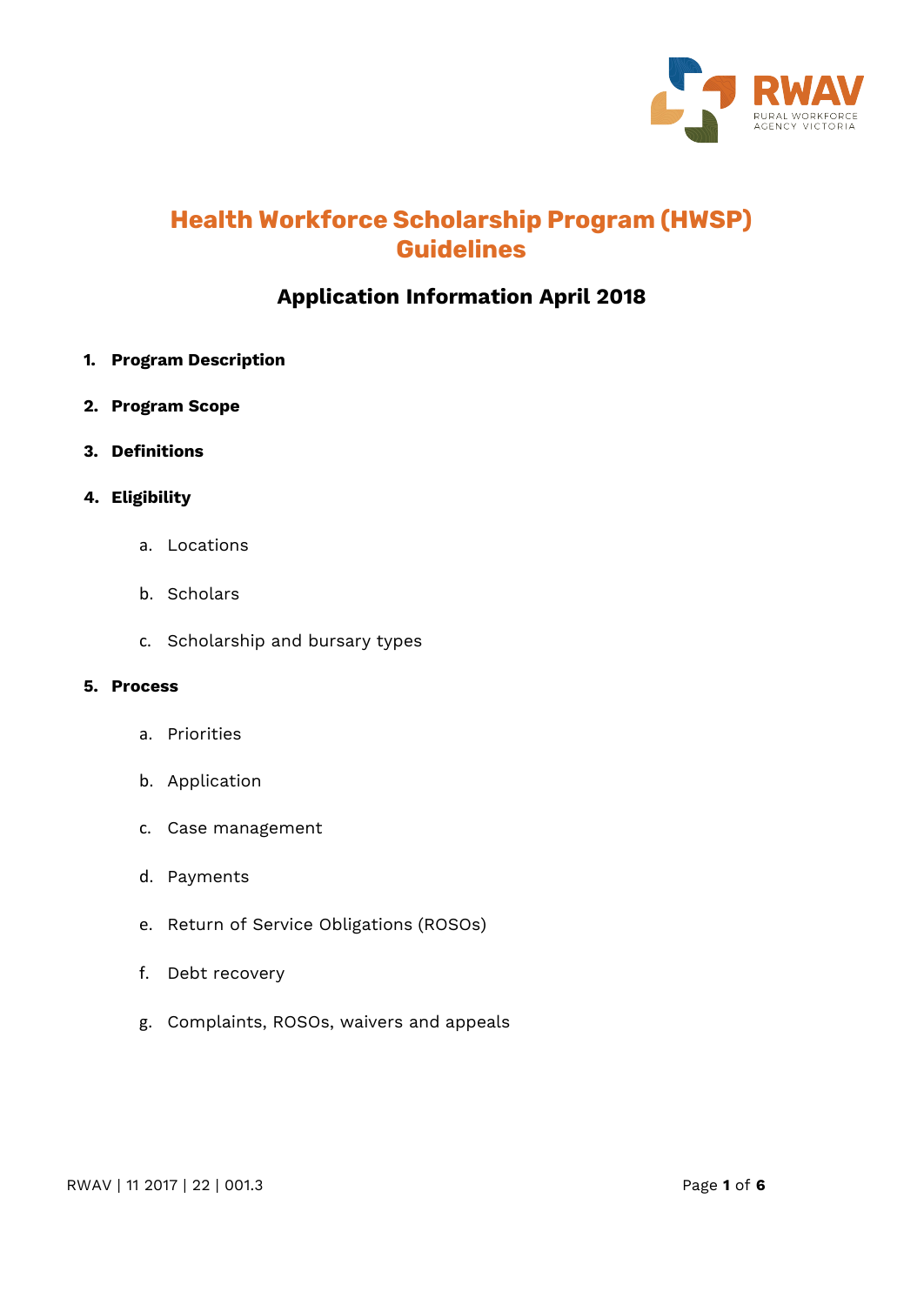# Health Workforce Scholarship Program (HWSP) Guidelines

## Application Information April 2018

1. **Program Description**
2. **Program Scope**
3. **Definitions**
4. **Eligibility**
    a. Locations
    b. Scholars
    c. Scholarship and bursary types
5. **Process**
    a. Priorities
    b. Application
    c. Case management
    d. Payments
    e. Return of Service Obligations (ROSOs)
    f. Debt recovery
    g. Complaints, ROSOs, waivers and appeals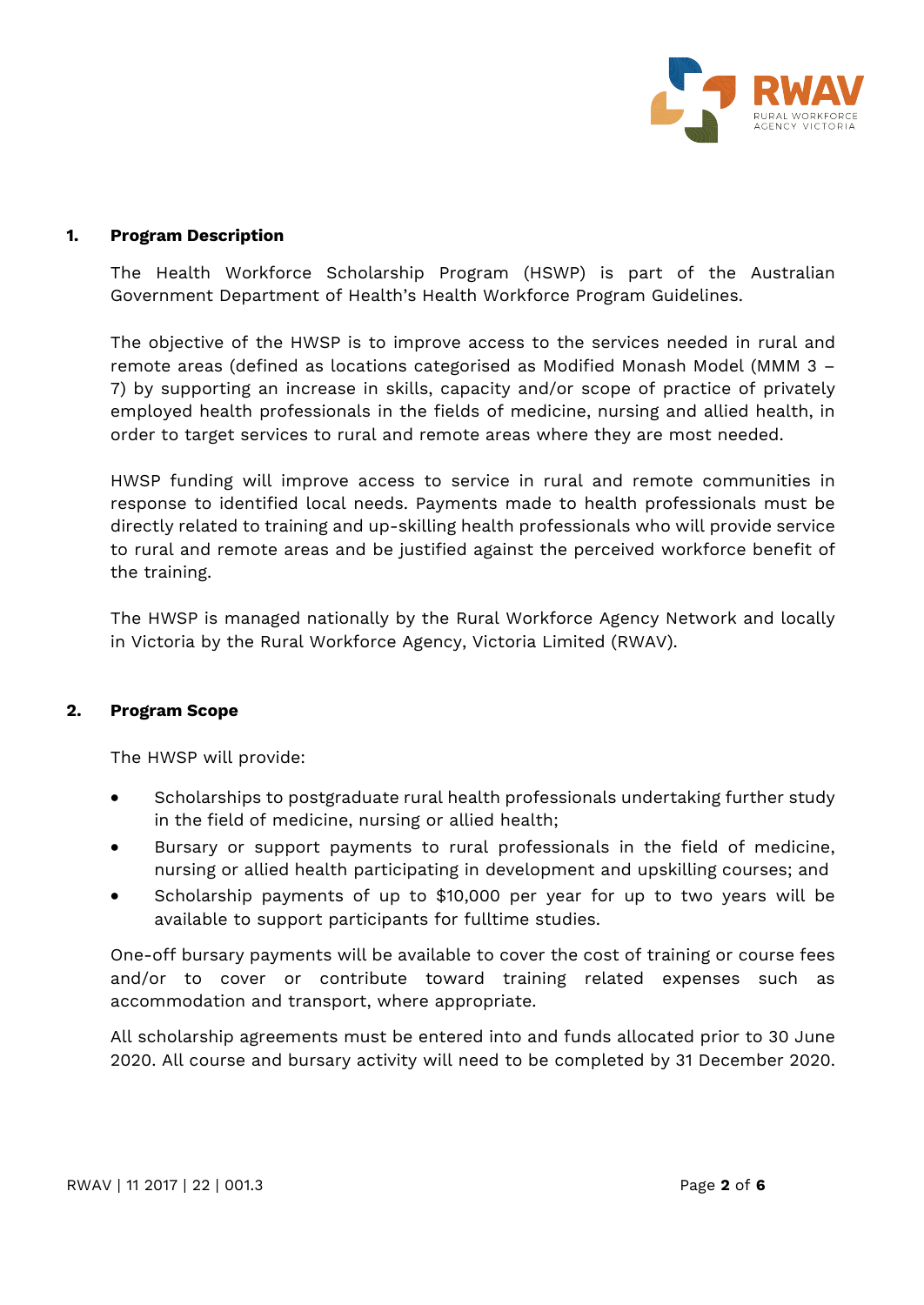## 1. Program Description

The Health Workforce Scholarship Program (HSWP) is part of the Australian Government Department of Health's Health Workforce Program Guidelines.

The objective of the HWSP is to improve access to the services needed in rural and remote areas (defined as locations categorised as Modified Monash Model (MMM 3 – 7) by supporting an increase in skills, capacity and/or scope of practice of privately employed health professionals in the fields of medicine, nursing and allied health, in order to target services to rural and remote areas where they are most needed.

HWSP funding will improve access to service in rural and remote communities in response to identified local needs. Payments made to health professionals must be directly related to training and up-skilling health professionals who will provide service to rural and remote areas and be justified against the perceived workforce benefit of the training.

The HWSP is managed nationally by the Rural Workforce Agency Network and locally in Victoria by the Rural Workforce Agency, Victoria Limited (RWAV).

## 2. Program Scope

The HWSP will provide:

- Scholarships to postgraduate rural health professionals undertaking further study in the field of medicine, nursing or allied health;
- Bursary or support payments to rural professionals in the field of medicine, nursing or allied health participating in development and upskilling courses; and
- Scholarship payments of up to $10,000 per year for up to two years will be available to support participants for fulltime studies.

One-off bursary payments will be available to cover the cost of training or course fees and/or to cover or contribute toward training related expenses such as accommodation and transport, where appropriate.

All scholarship agreements must be entered into and funds allocated prior to 30 June 2020. All course and bursary activity will need to be completed by 31 December 2020.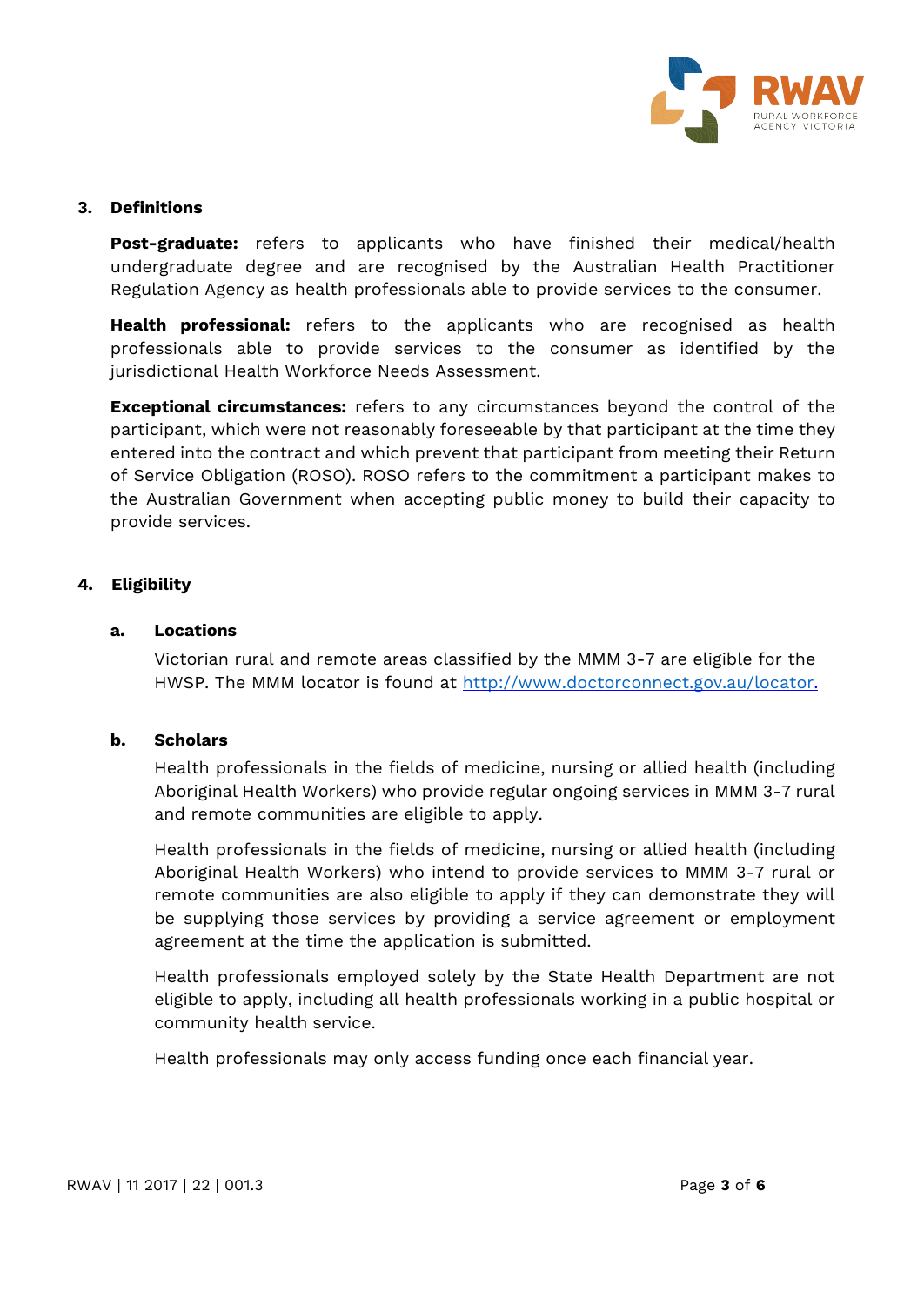## 3. Definitions

**Post-graduate:** refers to applicants who have finished their medical/health undergraduate degree and are recognised by the Australian Health Practitioner Regulation Agency as health professionals able to provide services to the consumer.

**Health professional:** refers to the applicants who are recognised as health professionals able to provide services to the consumer as identified by the jurisdictional Health Workforce Needs Assessment.

**Exceptional circumstances:** refers to any circumstances beyond the control of the participant, which were not reasonably foreseeable by that participant at the time they entered into the contract and which prevent that participant from meeting their Return of Service Obligation (ROSO). ROSO refers to the commitment a participant makes to the Australian Government when accepting public money to build their capacity to provide services.

## 4. Eligibility

### a. Locations

Victorian rural and remote areas classified by the MMM 3-7 are eligible for the HWSP. The MMM locator is found at [http://www.doctorconnect.gov.au/locator.](http://www.doctorconnect.gov.au/locator)

### b. Scholars

Health professionals in the fields of medicine, nursing or allied health (including Aboriginal Health Workers) who provide regular ongoing services in MMM 3-7 rural and remote communities are eligible to apply.

Health professionals in the fields of medicine, nursing or allied health (including Aboriginal Health Workers) who intend to provide services to MMM 3-7 rural or remote communities are also eligible to apply if they can demonstrate they will be supplying those services by providing a service agreement or employment agreement at the time the application is submitted.

Health professionals employed solely by the State Health Department are not eligible to apply, including all health professionals working in a public hospital or community health service.

Health professionals may only access funding once each financial year.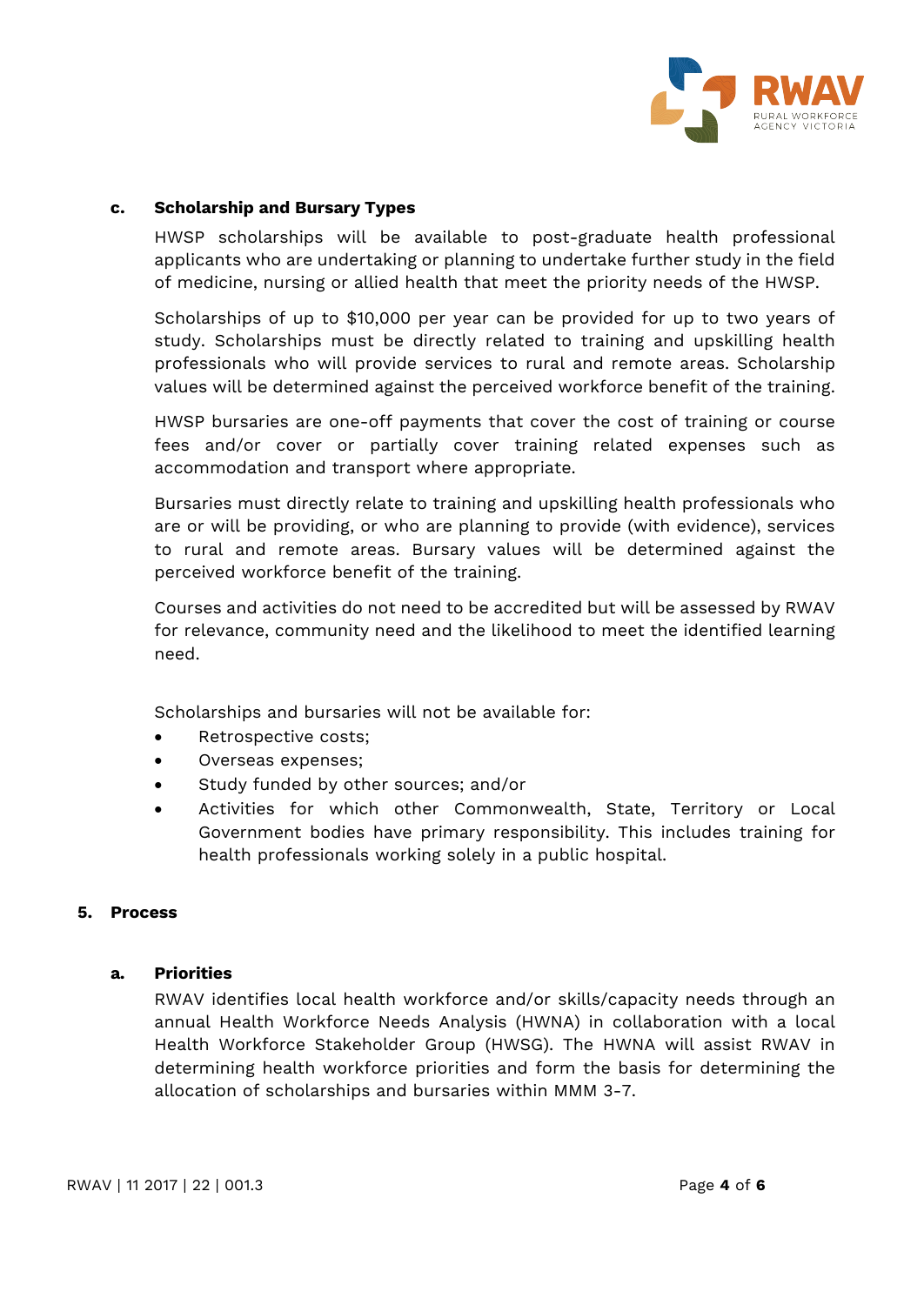### c. Scholarship and Bursary Types

HWSP scholarships will be available to post-graduate health professional applicants who are undertaking or planning to undertake further study in the field of medicine, nursing or allied health that meet the priority needs of the HWSP.

Scholarships of up to $10,000 per year can be provided for up to two years of study. Scholarships must be directly related to training and upskilling health professionals who will provide services to rural and remote areas. Scholarship values will be determined against the perceived workforce benefit of the training.

HWSP bursaries are one-off payments that cover the cost of training or course fees and/or cover or partially cover training related expenses such as accommodation and transport where appropriate.

Bursaries must directly relate to training and upskilling health professionals who are or will be providing, or who are planning to provide (with evidence), services to rural and remote areas. Bursary values will be determined against the perceived workforce benefit of the training.

Courses and activities do not need to be accredited but will be assessed by RWAV for relevance, community need and the likelihood to meet the identified learning need.

Scholarships and bursaries will not be available for:

- Retrospective costs;
- Overseas expenses;
- Study funded by other sources; and/or
- Activities for which other Commonwealth, State, Territory or Local Government bodies have primary responsibility. This includes training for health professionals working solely in a public hospital.

## 5. Process

### a. Priorities

RWAV identifies local health workforce and/or skills/capacity needs through an annual Health Workforce Needs Analysis (HWNA) in collaboration with a local Health Workforce Stakeholder Group (HWSG). The HWNA will assist RWAV in determining health workforce priorities and form the basis for determining the allocation of scholarships and bursaries within MMM 3-7.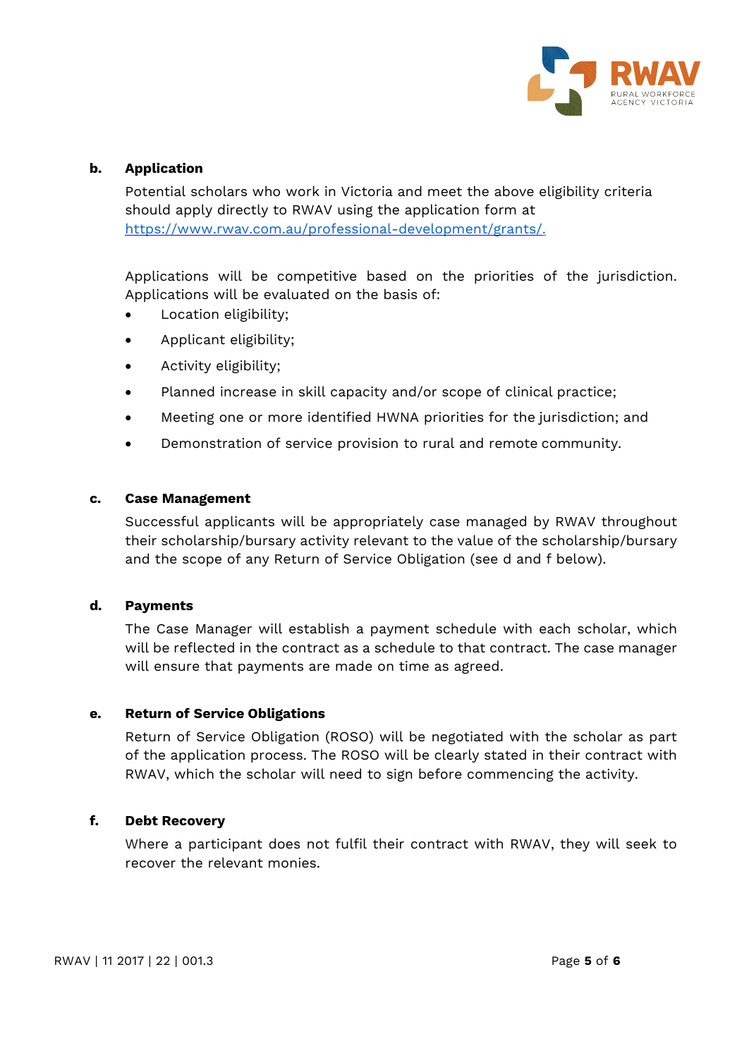**b. Application**

Potential scholars who work in Victoria and meet the above eligibility criteria should apply directly to RWAV using the application form at https://www.rwav.com.au/professional-development/grants/.

Applications will be competitive based on the priorities of the jurisdiction. Applications will be evaluated on the basis of:

- Location eligibility;
- Applicant eligibility;
- Activity eligibility;
- Planned increase in skill capacity and/or scope of clinical practice;
- Meeting one or more identified HWNA priorities for the jurisdiction; and
- Demonstration of service provision to rural and remote community.

**c. Case Management**

Successful applicants will be appropriately case managed by RWAV throughout their scholarship/bursary activity relevant to the value of the scholarship/bursary and the scope of any Return of Service Obligation (see d and f below).

**d. Payments**

The Case Manager will establish a payment schedule with each scholar, which will be reflected in the contract as a schedule to that contract. The case manager will ensure that payments are made on time as agreed.

**e. Return of Service Obligations**

Return of Service Obligation (ROSO) will be negotiated with the scholar as part of the application process. The ROSO will be clearly stated in their contract with RWAV, which the scholar will need to sign before commencing the activity.

**f. Debt Recovery**

Where a participant does not fulfil their contract with RWAV, they will seek to recover the relevant monies.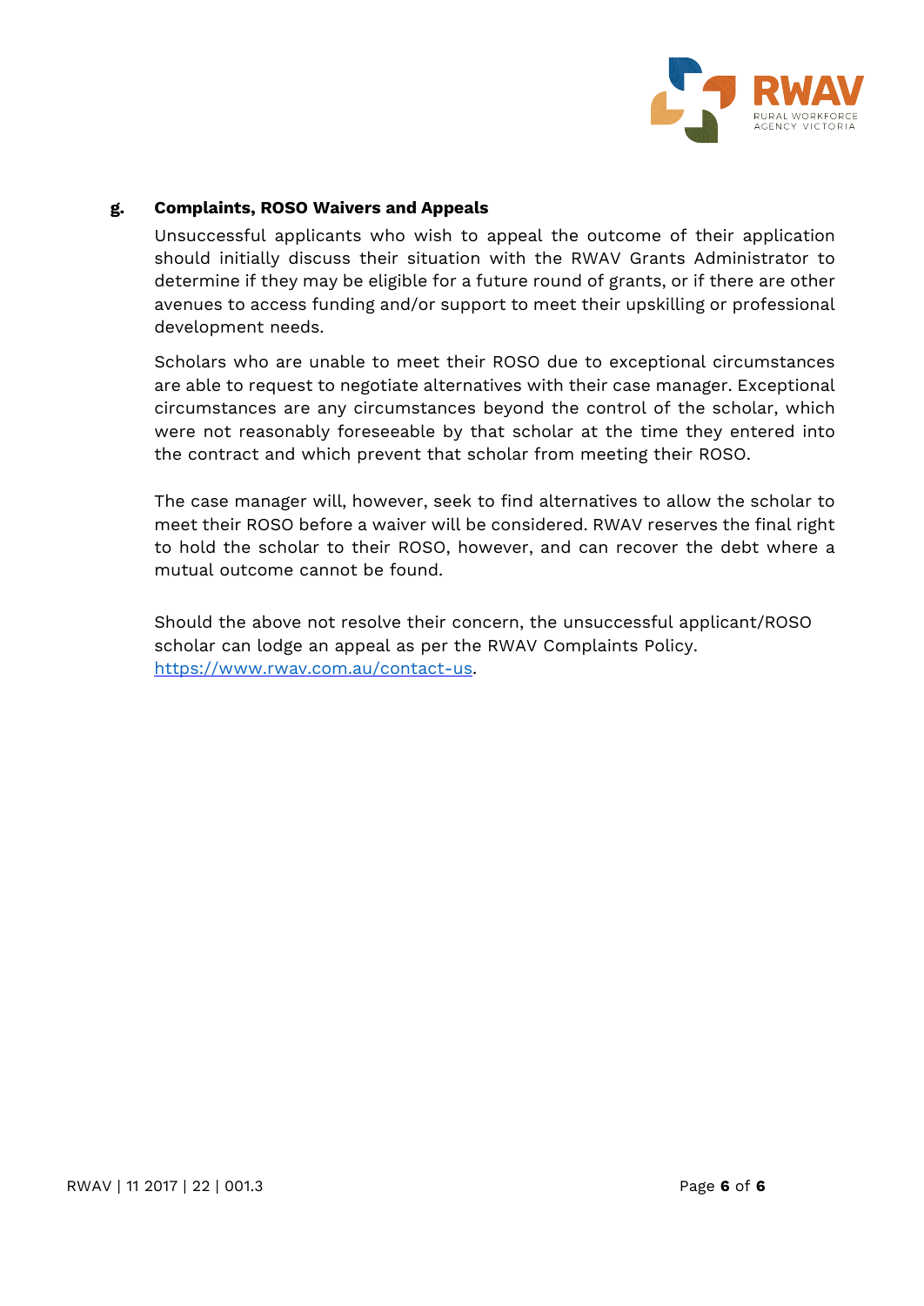### g. Complaints, ROSO Waivers and Appeals

Unsuccessful applicants who wish to appeal the outcome of their application should initially discuss their situation with the RWAV Grants Administrator to determine if they may be eligible for a future round of grants, or if there are other avenues to access funding and/or support to meet their upskilling or professional development needs.

Scholars who are unable to meet their ROSO due to exceptional circumstances are able to request to negotiate alternatives with their case manager. Exceptional circumstances are any circumstances beyond the control of the scholar, which were not reasonably foreseeable by that scholar at the time they entered into the contract and which prevent that scholar from meeting their ROSO.

The case manager will, however, seek to find alternatives to allow the scholar to meet their ROSO before a waiver will be considered. RWAV reserves the final right to hold the scholar to their ROSO, however, and can recover the debt where a mutual outcome cannot be found.

Should the above not resolve their concern, the unsuccessful applicant/ROSO scholar can lodge an appeal as per the RWAV Complaints Policy. [https://www.rwav.com.au/contact-us](https://www.rwav.com.au/contact-us).